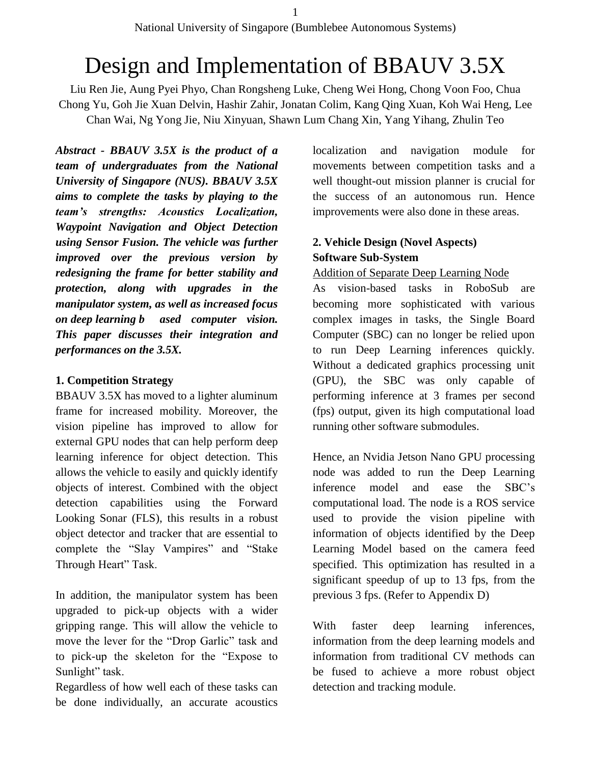# Design and Implementation of BBAUV 3.5X

Liu Ren Jie, Aung Pyei Phyo, Chan Rongsheng Luke, Cheng Wei Hong, Chong Voon Foo, Chua Chong Yu, Goh Jie Xuan Delvin, Hashir Zahir, Jonatan Colim, Kang Qing Xuan, Koh Wai Heng, Lee Chan Wai, Ng Yong Jie, Niu Xinyuan, Shawn Lum Chang Xin, Yang Yihang, Zhulin Teo

***Abstract - BBAUV 3.5X is the product of a team of undergraduates from the National University of Singapore (NUS). BBAUV 3.5X aims to complete the tasks by playing to the team's strengths: Acoustics Localization, Waypoint Navigation and Object Detection using Sensor Fusion. The vehicle was further improved over the previous version by redesigning the frame for better stability and protection, along with upgrades in the manipulator system, as well as increased focus on deep learning b ased computer vision. This paper discusses their integration and performances on the 3.5X.***

**1. Competition Strategy**

BBAUV 3.5X has moved to a lighter aluminum frame for increased mobility. Moreover, the vision pipeline has improved to allow for external GPU nodes that can help perform deep learning inference for object detection. This allows the vehicle to easily and quickly identify objects of interest. Combined with the object detection capabilities using the Forward Looking Sonar (FLS), this results in a robust object detector and tracker that are essential to complete the "Slay Vampires" and "Stake Through Heart" Task.

In addition, the manipulator system has been upgraded to pick-up objects with a wider gripping range. This will allow the vehicle to move the lever for the "Drop Garlic" task and to pick-up the skeleton for the "Expose to Sunlight" task.

Regardless of how well each of these tasks can be done individually, an accurate acoustics localization and navigation module for movements between competition tasks and a well thought-out mission planner is crucial for the success of an autonomous run. Hence improvements were also done in these areas.

**2. Vehicle Design (Novel Aspects)**
**Software Sub-System**

Addition of Separate Deep Learning Node

As vision-based tasks in RoboSub are becoming more sophisticated with various complex images in tasks, the Single Board Computer (SBC) can no longer be relied upon to run Deep Learning inferences quickly. Without a dedicated graphics processing unit (GPU), the SBC was only capable of performing inference at 3 frames per second (fps) output, given its high computational load running other software submodules.

Hence, an Nvidia Jetson Nano GPU processing node was added to run the Deep Learning inference model and ease the SBC's computational load. The node is a ROS service used to provide the vision pipeline with information of objects identified by the Deep Learning Model based on the camera feed specified. This optimization has resulted in a significant speedup of up to 13 fps, from the previous 3 fps. (Refer to Appendix D)

With faster deep learning inferences, information from the deep learning models and information from traditional CV methods can be fused to achieve a more robust object detection and tracking module.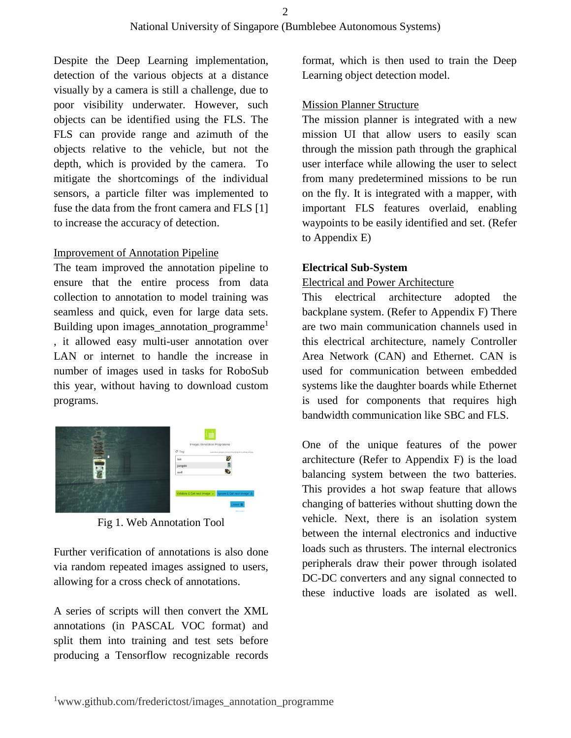Despite the Deep Learning implementation, detection of the various objects at a distance visually by a camera is still a challenge, due to poor visibility underwater. However, such objects can be identified using the FLS. The FLS can provide range and azimuth of the objects relative to the vehicle, but not the depth, which is provided by the camera. To mitigate the shortcomings of the individual sensors, a particle filter was implemented to fuse the data from the front camera and FLS [1] to increase the accuracy of detection.

<u>Improvement of Annotation Pipeline</u>

The team improved the annotation pipeline to ensure that the entire process from data collection to annotation to model training was seamless and quick, even for large data sets. Building upon images_annotation_programme[1], it allowed easy multi-user annotation over LAN or internet to handle the increase in number of images used in tasks for RoboSub this year, without having to download custom programs.

Fig 1. Web Annotation Tool

Further verification of annotations is also done via random repeated images assigned to users, allowing for a cross check of annotations.

A series of scripts will then convert the XML annotations (in PASCAL VOC format) and split them into training and test sets before producing a Tensorflow recognizable records format, which is then used to train the Deep Learning object detection model.

<u>Mission Planner Structure</u>

The mission planner is integrated with a new mission UI that allow users to easily scan through the mission path through the graphical user interface while allowing the user to select from many predetermined missions to be run on the fly. It is integrated with a mapper, with important FLS features overlaid, enabling waypoints to be easily identified and set. (Refer to Appendix E)

**Electrical Sub-System**

<u>Electrical and Power Architecture</u>

This electrical architecture adopted the backplane system. (Refer to Appendix F) There are two main communication channels used in this electrical architecture, namely Controller Area Network (CAN) and Ethernet. CAN is used for communication between embedded systems like the daughter boards while Ethernet is used for components that requires high bandwidth communication like SBC and FLS.

One of the unique features of the power architecture (Refer to Appendix F) is the load balancing system between the two batteries. This provides a hot swap feature that allows changing of batteries without shutting down the vehicle. Next, there is an isolation system between the internal electronics and inductive loads such as thrusters. The internal electronics peripherals draw their power through isolated DC-DC converters and any signal connected to these inductive loads are isolated as well.

[1]www.github.com/frederictost/images_annotation_programme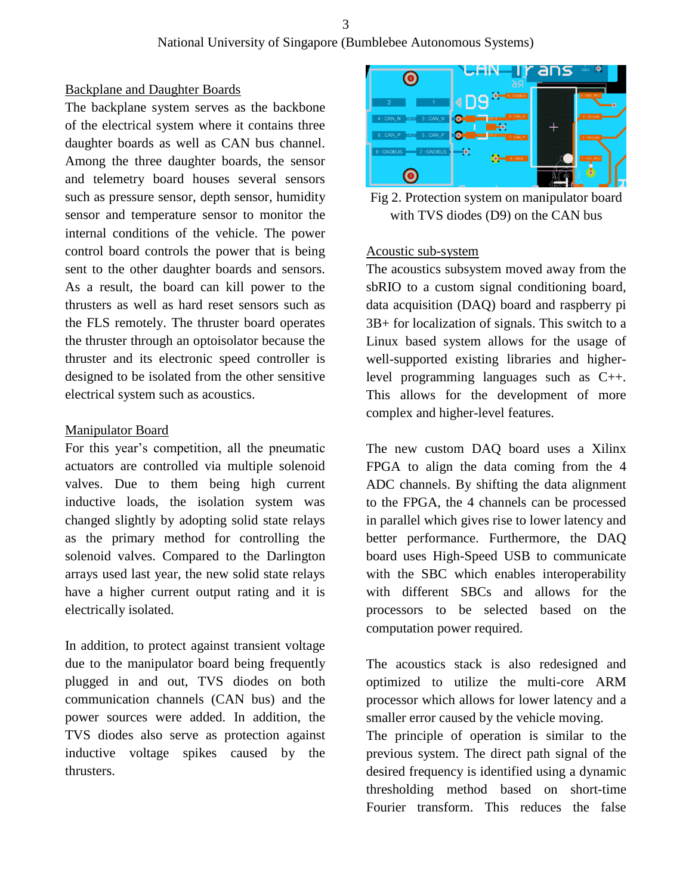### Backplane and Daughter Boards

The backplane system serves as the backbone of the electrical system where it contains three daughter boards as well as CAN bus channel. Among the three daughter boards, the sensor and telemetry board houses several sensors such as pressure sensor, depth sensor, humidity sensor and temperature sensor to monitor the internal conditions of the vehicle. The power control board controls the power that is being sent to the other daughter boards and sensors. As a result, the board can kill power to the thrusters as well as hard reset sensors such as the FLS remotely. The thruster board operates the thruster through an optoisolator because the thruster and its electronic speed controller is designed to be isolated from the other sensitive electrical system such as acoustics.

### Manipulator Board

For this year's competition, all the pneumatic actuators are controlled via multiple solenoid valves. Due to them being high current inductive loads, the isolation system was changed slightly by adopting solid state relays as the primary method for controlling the solenoid valves. Compared to the Darlington arrays used last year, the new solid state relays have a higher current output rating and it is electrically isolated.

In addition, to protect against transient voltage due to the manipulator board being frequently plugged in and out, TVS diodes on both communication channels (CAN bus) and the power sources were added. In addition, the TVS diodes also serve as protection against inductive voltage spikes caused by the thrusters.

Fig 2. Protection system on manipulator board with TVS diodes (D9) on the CAN bus

### Acoustic sub-system

The acoustics subsystem moved away from the sbRIO to a custom signal conditioning board, data acquisition (DAQ) board and raspberry pi 3B+ for localization of signals. This switch to a Linux based system allows for the usage of well-supported existing libraries and higher-level programming languages such as C++. This allows for the development of more complex and higher-level features.

The new custom DAQ board uses a Xilinx FPGA to align the data coming from the 4 ADC channels. By shifting the data alignment to the FPGA, the 4 channels can be processed in parallel which gives rise to lower latency and better performance. Furthermore, the DAQ board uses High-Speed USB to communicate with the SBC which enables interoperability with different SBCs and allows for the processors to be selected based on the computation power required.

The acoustics stack is also redesigned and optimized to utilize the multi-core ARM processor which allows for lower latency and a smaller error caused by the vehicle moving.
The principle of operation is similar to the previous system. The direct path signal of the desired frequency is identified using a dynamic thresholding method based on short-time Fourier transform. This reduces the false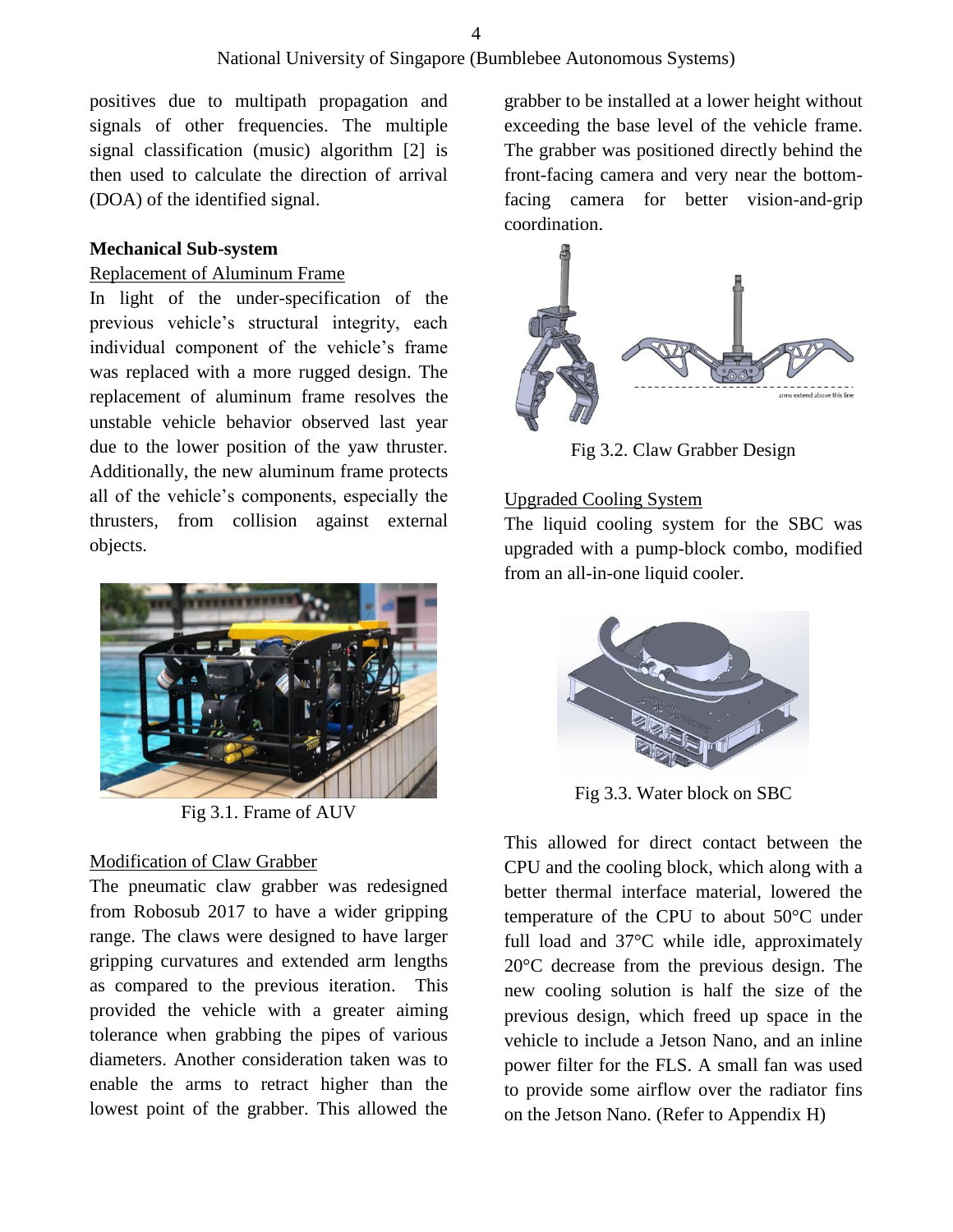positives due to multipath propagation and signals of other frequencies. The multiple signal classification (music) algorithm [2] is then used to calculate the direction of arrival (DOA) of the identified signal.

**Mechanical Sub-system**

Replacement of Aluminum Frame

In light of the under-specification of the previous vehicle's structural integrity, each individual component of the vehicle's frame was replaced with a more rugged design. The replacement of aluminum frame resolves the unstable vehicle behavior observed last year due to the lower position of the yaw thruster. Additionally, the new aluminum frame protects all of the vehicle's components, especially the thrusters, from collision against external objects.

Fig 3.1. Frame of AUV

Modification of Claw Grabber

The pneumatic claw grabber was redesigned from Robosub 2017 to have a wider gripping range. The claws were designed to have larger gripping curvatures and extended arm lengths as compared to the previous iteration. This provided the vehicle with a greater aiming tolerance when grabbing the pipes of various diameters. Another consideration taken was to enable the arms to retract higher than the lowest point of the grabber. This allowed the grabber to be installed at a lower height without exceeding the base level of the vehicle frame. The grabber was positioned directly behind the front-facing camera and very near the bottom-facing camera for better vision-and-grip coordination.

Fig 3.2. Claw Grabber Design

Upgraded Cooling System

The liquid cooling system for the SBC was upgraded with a pump-block combo, modified from an all-in-one liquid cooler.

Fig 3.3. Water block on SBC

This allowed for direct contact between the CPU and the cooling block, which along with a better thermal interface material, lowered the temperature of the CPU to about 50°C under full load and 37°C while idle, approximately 20°C decrease from the previous design. The new cooling solution is half the size of the previous design, which freed up space in the vehicle to include a Jetson Nano, and an inline power filter for the FLS. A small fan was used to provide some airflow over the radiator fins on the Jetson Nano. (Refer to Appendix H)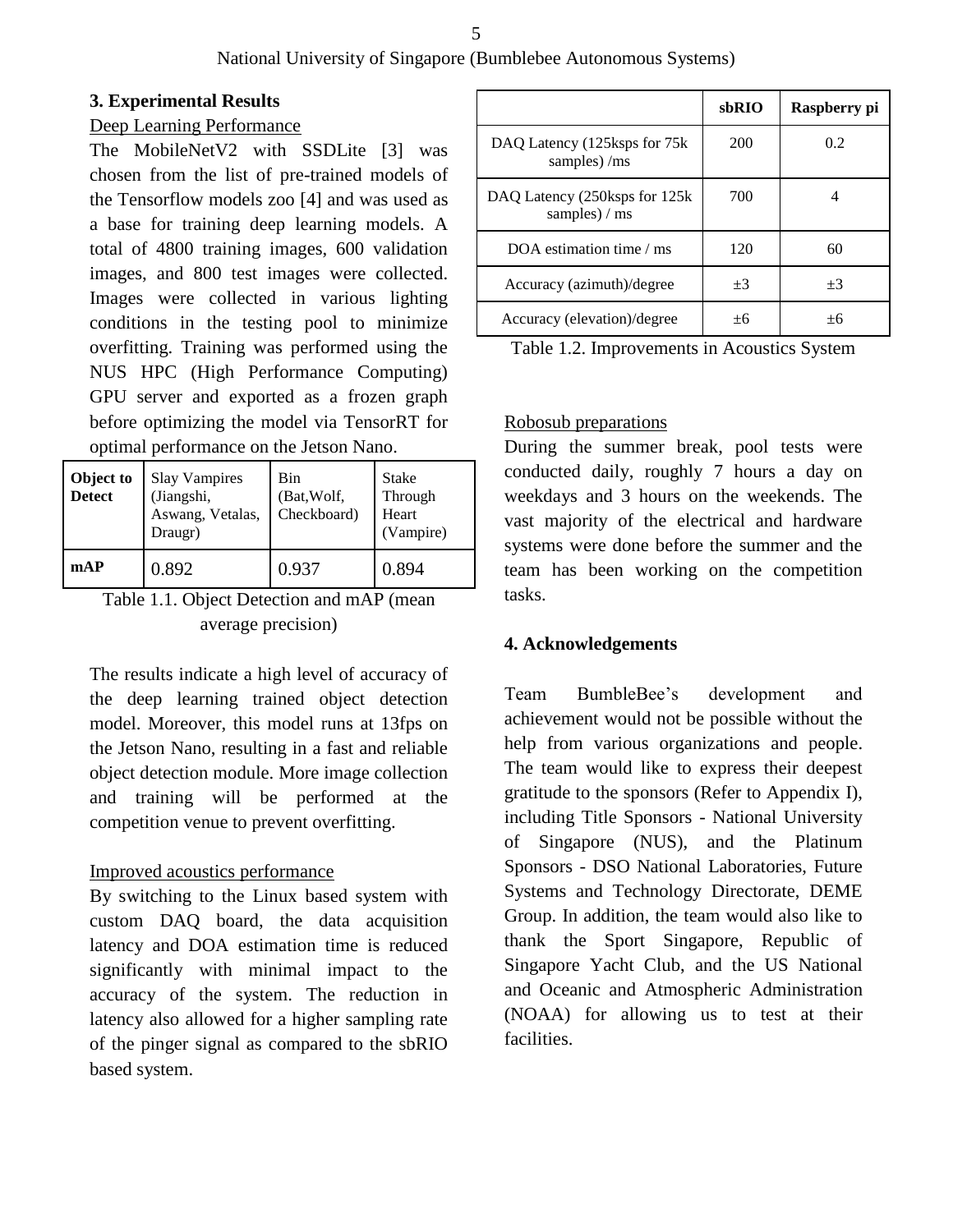## 3. Experimental Results

Deep Learning Performance

The MobileNetV2 with SSDLite [3] was chosen from the list of pre-trained models of the Tensorflow models zoo [4] and was used as a base for training deep learning models. A total of 4800 training images, 600 validation images, and 800 test images were collected. Images were collected in various lighting conditions in the testing pool to minimize overfitting. Training was performed using the NUS HPC (High Performance Computing) GPU server and exported as a frozen graph before optimizing the model via TensorRT for optimal performance on the Jetson Nano.

| **Object to Detect** | Slay Vampires (Jiangshi, Aswang, Vetalas, Draugr) | Bin (Bat,Wolf, Checkboard) | Stake Through Heart (Vampire) |
|---|---|---|---|
| **mAP** | 0.892 | 0.937 | 0.894 |

Table 1.1. Object Detection and mAP (mean average precision)

The results indicate a high level of accuracy of the deep learning trained object detection model. Moreover, this model runs at 13fps on the Jetson Nano, resulting in a fast and reliable object detection module. More image collection and training will be performed at the competition venue to prevent overfitting.

Improved acoustics performance

By switching to the Linux based system with custom DAQ board, the data acquisition latency and DOA estimation time is reduced significantly with minimal impact to the accuracy of the system. The reduction in latency also allowed for a higher sampling rate of the pinger signal as compared to the sbRIO based system.

| | **sbRIO** | **Raspberry pi** |
|---|---|---|
| DAQ Latency (125ksps for 75k samples) /ms | 200 | 0.2 |
| DAQ Latency (250ksps for 125k samples) / ms | 700 | 4 |
| DOA estimation time / ms | 120 | 60 |
| Accuracy (azimuth)/degree | ±3 | ±3 |
| Accuracy (elevation)/degree | ±6 | ±6 |

Table 1.2. Improvements in Acoustics System

Robosub preparations

During the summer break, pool tests were conducted daily, roughly 7 hours a day on weekdays and 3 hours on the weekends. The vast majority of the electrical and hardware systems were done before the summer and the team has been working on the competition tasks.

## 4. Acknowledgements

Team BumbleBee's development and achievement would not be possible without the help from various organizations and people. The team would like to express their deepest gratitude to the sponsors (Refer to Appendix I), including Title Sponsors - National University of Singapore (NUS), and the Platinum Sponsors - DSO National Laboratories, Future Systems and Technology Directorate, DEME Group. In addition, the team would also like to thank the Sport Singapore, Republic of Singapore Yacht Club, and the US National and Oceanic and Atmospheric Administration (NOAA) for allowing us to test at their facilities.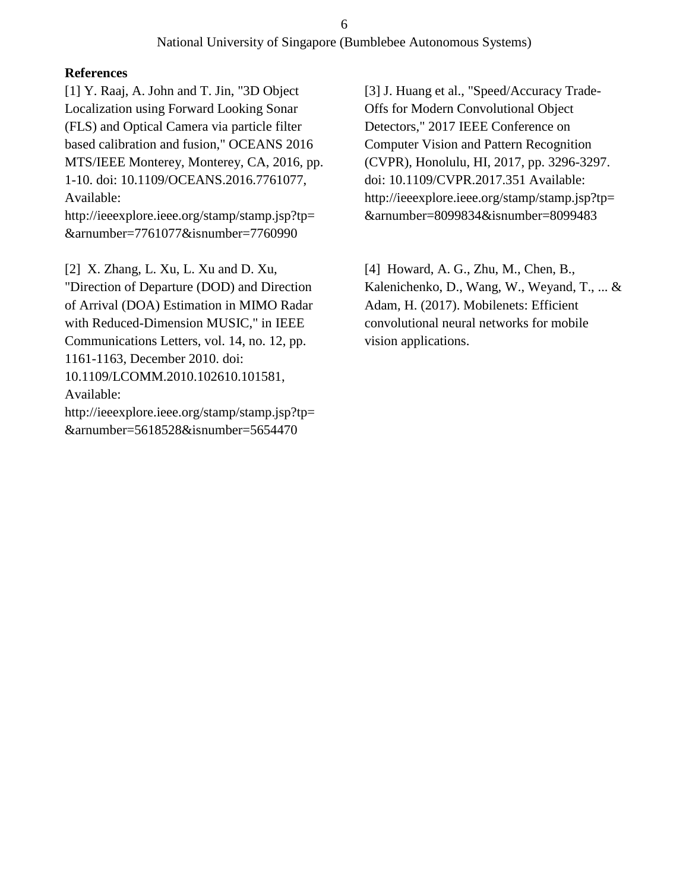**References**

[1] Y. Raaj, A. John and T. Jin, "3D Object Localization using Forward Looking Sonar (FLS) and Optical Camera via particle filter based calibration and fusion," OCEANS 2016 MTS/IEEE Monterey, Monterey, CA, 2016, pp. 1-10. doi: 10.1109/OCEANS.2016.7761077, Available: http://ieeexplore.ieee.org/stamp/stamp.jsp?tp=&arnumber=7761077&isnumber=7760990

[2] X. Zhang, L. Xu, L. Xu and D. Xu, "Direction of Departure (DOD) and Direction of Arrival (DOA) Estimation in MIMO Radar with Reduced-Dimension MUSIC," in IEEE Communications Letters, vol. 14, no. 12, pp. 1161-1163, December 2010. doi: 10.1109/LCOMM.2010.102610.101581, Available: http://ieeexplore.ieee.org/stamp/stamp.jsp?tp=&arnumber=5618528&isnumber=5654470

[3] J. Huang et al., "Speed/Accuracy Trade-Offs for Modern Convolutional Object Detectors," 2017 IEEE Conference on Computer Vision and Pattern Recognition (CVPR), Honolulu, HI, 2017, pp. 3296-3297. doi: 10.1109/CVPR.2017.351 Available: http://ieeexplore.ieee.org/stamp/stamp.jsp?tp=&arnumber=8099834&isnumber=8099483

[4] Howard, A. G., Zhu, M., Chen, B., Kalenichenko, D., Wang, W., Weyand, T., ... & Adam, H. (2017). Mobilenets: Efficient convolutional neural networks for mobile vision applications.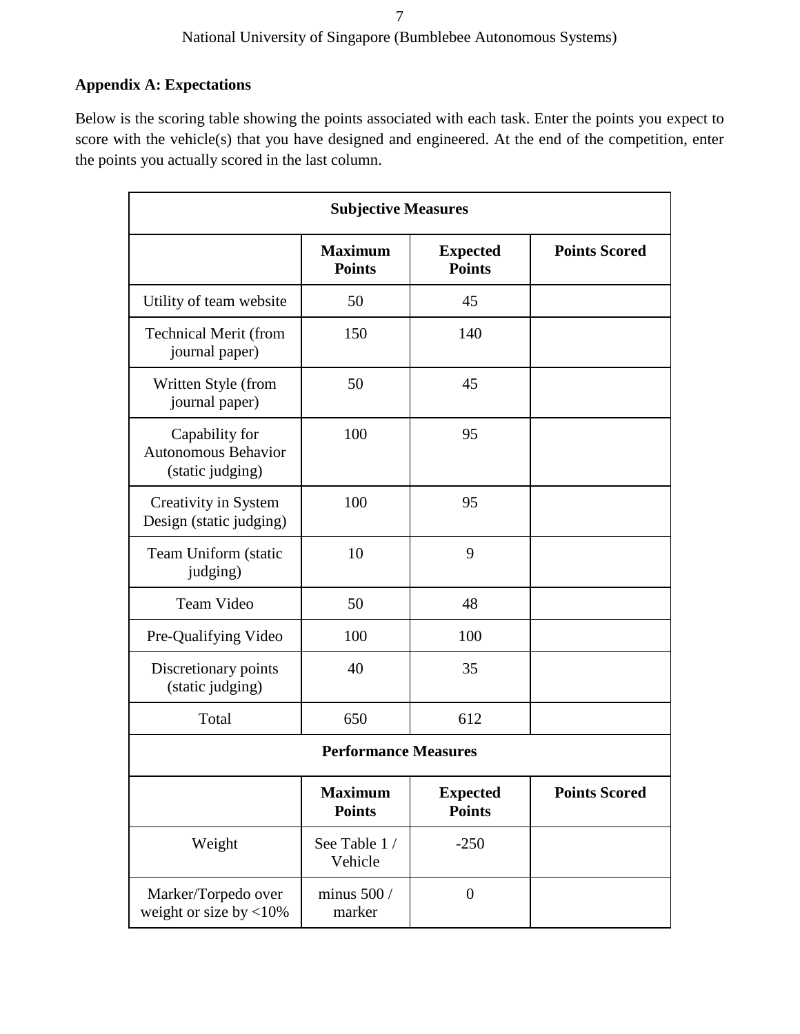**Appendix A: Expectations**

Below is the scoring table showing the points associated with each task. Enter the points you expect to score with the vehicle(s) that you have designed and engineered. At the end of the competition, enter the points you actually scored in the last column.

| **Subjective Measures** | | | |
|---|---|---|---|
| | **Maximum Points** | **Expected Points** | **Points Scored** |
| Utility of team website | 50 | 45 | |
| Technical Merit (from journal paper) | 150 | 140 | |
| Written Style (from journal paper) | 50 | 45 | |
| Capability for Autonomous Behavior (static judging) | 100 | 95 | |
| Creativity in System Design (static judging) | 100 | 95 | |
| Team Uniform (static judging) | 10 | 9 | |
| Team Video | 50 | 48 | |
| Pre-Qualifying Video | 100 | 100 | |
| Discretionary points (static judging) | 40 | 35 | |
| Total | 650 | 612 | |
| **Performance Measures** | | | |
| | **Maximum Points** | **Expected Points** | **Points Scored** |
| Weight | See Table 1 / Vehicle | -250 | |
| Marker/Torpedo over weight or size by <10% | minus 500 / marker | 0 | |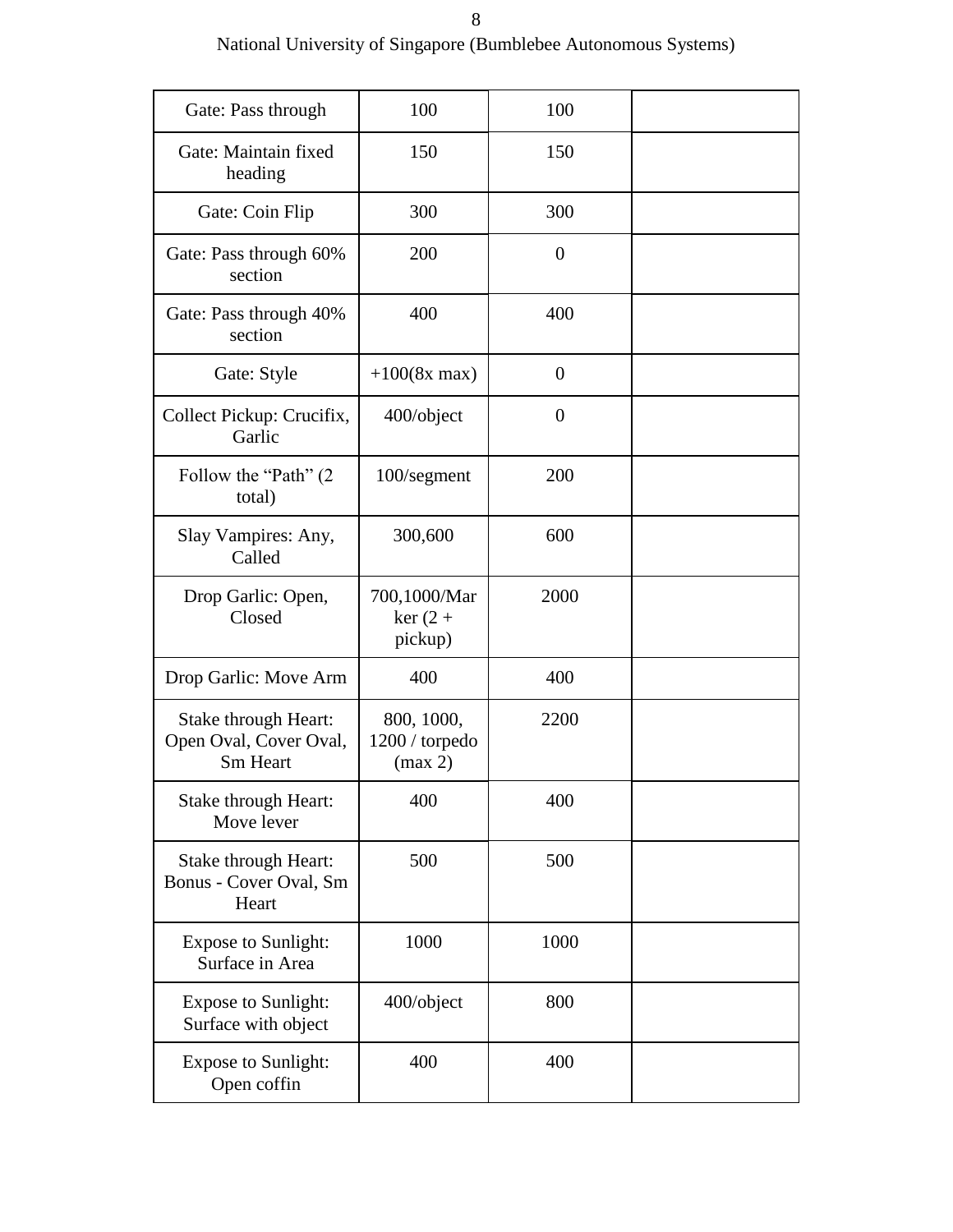| Gate: Pass through | 100 | 100 | |
|---|---|---|---|
| Gate: Maintain fixed heading | 150 | 150 | |
| Gate: Coin Flip | 300 | 300 | |
| Gate: Pass through 60% section | 200 | 0 | |
| Gate: Pass through 40% section | 400 | 400 | |
| Gate: Style | +100(8x max) | 0 | |
| Collect Pickup: Crucifix, Garlic | 400/object | 0 | |
| Follow the “Path” (2 total) | 100/segment | 200 | |
| Slay Vampires: Any, Called | 300,600 | 600 | |
| Drop Garlic: Open, Closed | 700,1000/Marker (2 + pickup) | 2000 | |
| Drop Garlic: Move Arm | 400 | 400 | |
| Stake through Heart: Open Oval, Cover Oval, Sm Heart | 800, 1000, 1200 / torpedo (max 2) | 2200 | |
| Stake through Heart: Move lever | 400 | 400 | |
| Stake through Heart: Bonus - Cover Oval, Sm Heart | 500 | 500 | |
| Expose to Sunlight: Surface in Area | 1000 | 1000 | |
| Expose to Sunlight: Surface with object | 400/object | 800 | |
| Expose to Sunlight: Open coffin | 400 | 400 | |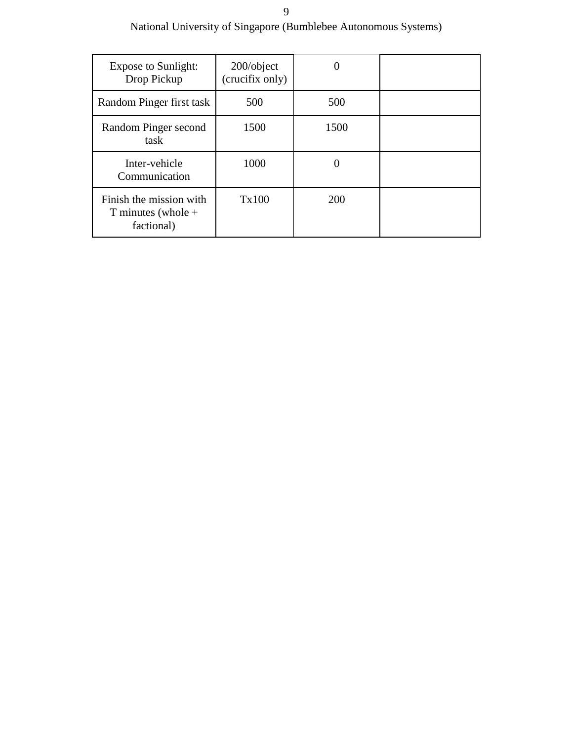| Expose to Sunlight: Drop Pickup | 200/object (crucifix only) | 0 | |
|---|---|---|---|
| Random Pinger first task | 500 | 500 | |
| Random Pinger second task | 1500 | 1500 | |
| Inter-vehicle Communication | 1000 | 0 | |
| Finish the mission with T minutes (whole + factional) | Tx100 | 200 | |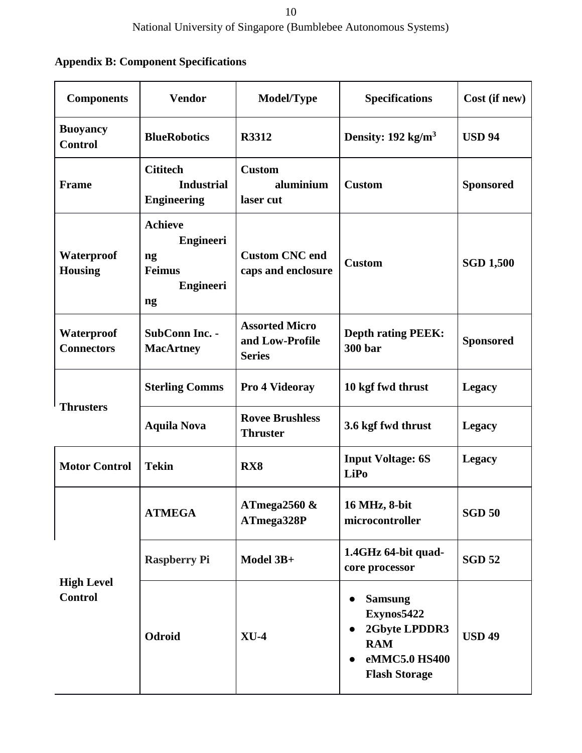**Appendix B: Component Specifications**

| Components | Vendor | Model/Type | Specifications | Cost (if new) |
|---|---|---|---|---|
| **Buoyancy Control** | **BlueRobotics** | **R3312** | **Density: 192 kg/m$^3$** | **USD 94** |
| **Frame** | **Cititech Industrial Engineering** | **Custom aluminium laser cut** | **Custom** | **Sponsored** |
| **Waterproof Housing** | **Achieve Engineering Feimus Engineering** | **Custom CNC end caps and enclosure** | **Custom** | **SGD 1,500** |
| **Waterproof Connectors** | **SubConn Inc. - MacArtney** | **Assorted Micro and Low-Profile Series** | **Depth rating PEEK: 300 bar** | **Sponsored** |
| **Thrusters** | **Sterling Comms** | **Pro 4 Videoray** | **10 kgf fwd thrust** | **Legacy** |
| | **Aquila Nova** | **Rovee Brushless Thruster** | **3.6 kgf fwd thrust** | **Legacy** |
| **Motor Control** | **Tekin** | **RX8** | **Input Voltage: 6S LiPo** | **Legacy** |
| **High Level Control** | **ATMEGA** | **ATmega2560 & ATmega328P** | **16 MHz, 8-bit microcontroller** | **SGD 50** |
| | **Raspberry Pi** | **Model 3B+** | **1.4GHz 64-bit quad-core processor** | **SGD 52** |
| | **Odroid** | **XU-4** | • **Samsung Exynos5422** • **2Gbyte LPDDR3 RAM** • **eMMC5.0 HS400 Flash Storage** | **USD 49** |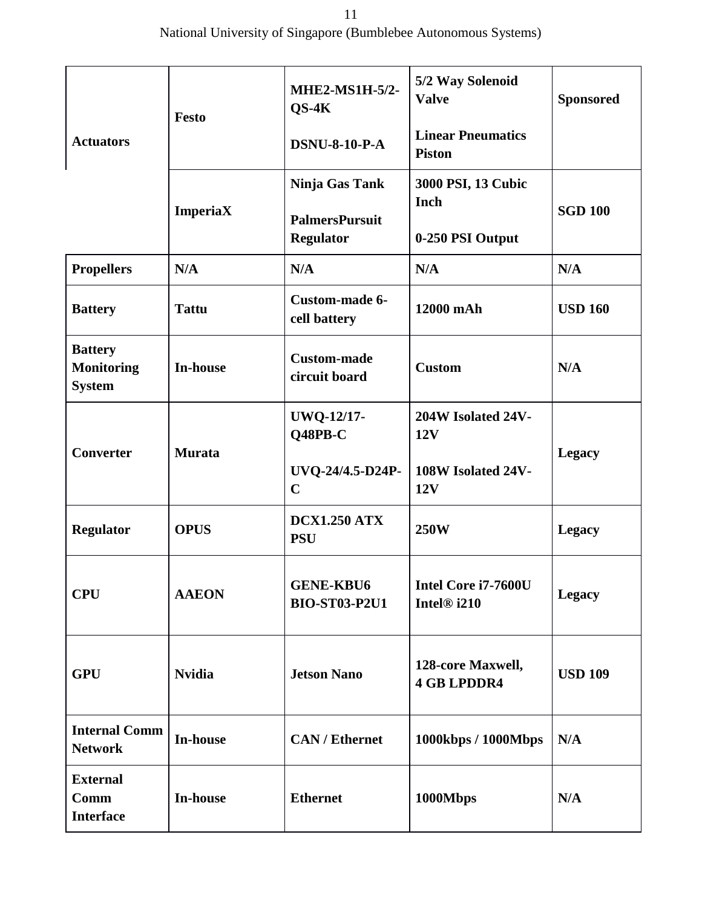| Actuators | Festo | MHE2-MS1H-5/2-QS-4K<br><br>DSNU-8-10-P-A | 5/2 Way Solenoid Valve<br><br>Linear Pneumatics Piston | Sponsored |
|---|---|---|---|---|
| | ImperiaX | Ninja Gas Tank<br><br>PalmersPursuit Regulator | 3000 PSI, 13 Cubic Inch<br><br>0-250 PSI Output | SGD 100 |
| Propellers | N/A | N/A | N/A | N/A |
| Battery | Tattu | Custom-made 6-cell battery | 12000 mAh | USD 160 |
| Battery Monitoring System | In-house | Custom-made circuit board | Custom | N/A |
| Converter | Murata | UWQ-12/17-Q48PB-C<br><br>UVQ-24/4.5-D24P-C | 204W Isolated 24V-12V<br><br>108W Isolated 24V-12V | Legacy |
| Regulator | OPUS | DCX1.250 ATX PSU | 250W | Legacy |
| CPU | AAEON | GENE-KBU6<br>BIO-ST03-P2U1 | Intel Core i7-7600U<br>Intel® i210 | Legacy |
| GPU | Nvidia | Jetson Nano | 128-core Maxwell,<br>4 GB LPDDR4 | USD 109 |
| Internal Comm Network | In-house | CAN / Ethernet | 1000kbps / 1000Mbps | N/A |
| External Comm Interface | In-house | Ethernet | 1000Mbps | N/A |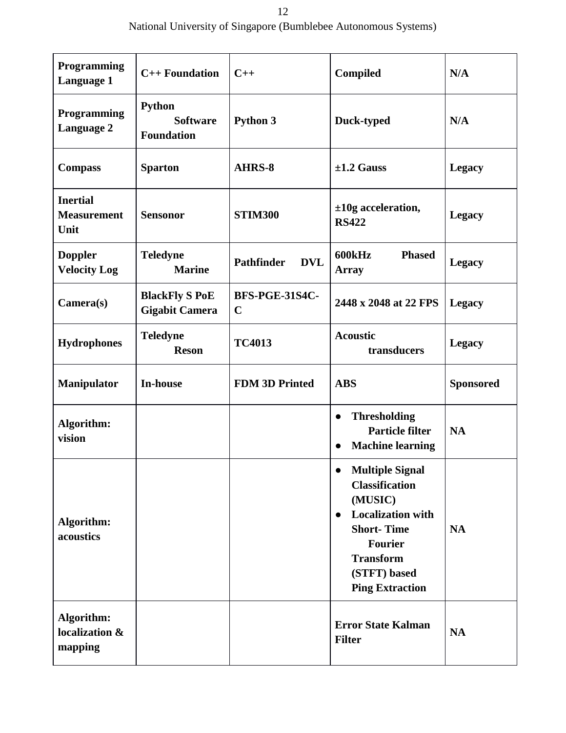| **Programming Language 1** | **C++ Foundation** | **C++** | **Compiled** | **N/A** |
|---|---|---|---|---|
| **Programming Language 2** | **Python Software Foundation** | **Python 3** | **Duck-typed** | **N/A** |
| **Compass** | **Sparton** | **AHRS-8** | **±1.2 Gauss** | **Legacy** |
| **Inertial Measurement Unit** | **Sensonor** | **STIM300** | **±10g acceleration, RS422** | **Legacy** |
| **Doppler Velocity Log** | **Teledyne Marine** | **Pathfinder DVL** | **600kHz Phased Array** | **Legacy** |
| **Camera(s)** | **BlackFly S PoE Gigabit Camera** | **BFS-PGE-31S4C-C** | **2448 x 2048 at 22 FPS** | **Legacy** |
| **Hydrophones** | **Teledyne Reson** | **TC4013** | **Acoustic transducers** | **Legacy** |
| **Manipulator** | **In-house** | **FDM 3D Printed** | **ABS** | **Sponsored** |
| **Algorithm: vision** | | | ● **Thresholding Particle filter**<br>● **Machine learning** | **NA** |
| **Algorithm: acoustics** | | | ● **Multiple Signal Classification (MUSIC)**<br>● **Localization with Short- Time Fourier Transform (STFT) based Ping Extraction** | **NA** |
| **Algorithm: localization & mapping** | | | **Error State Kalman Filter** | **NA** |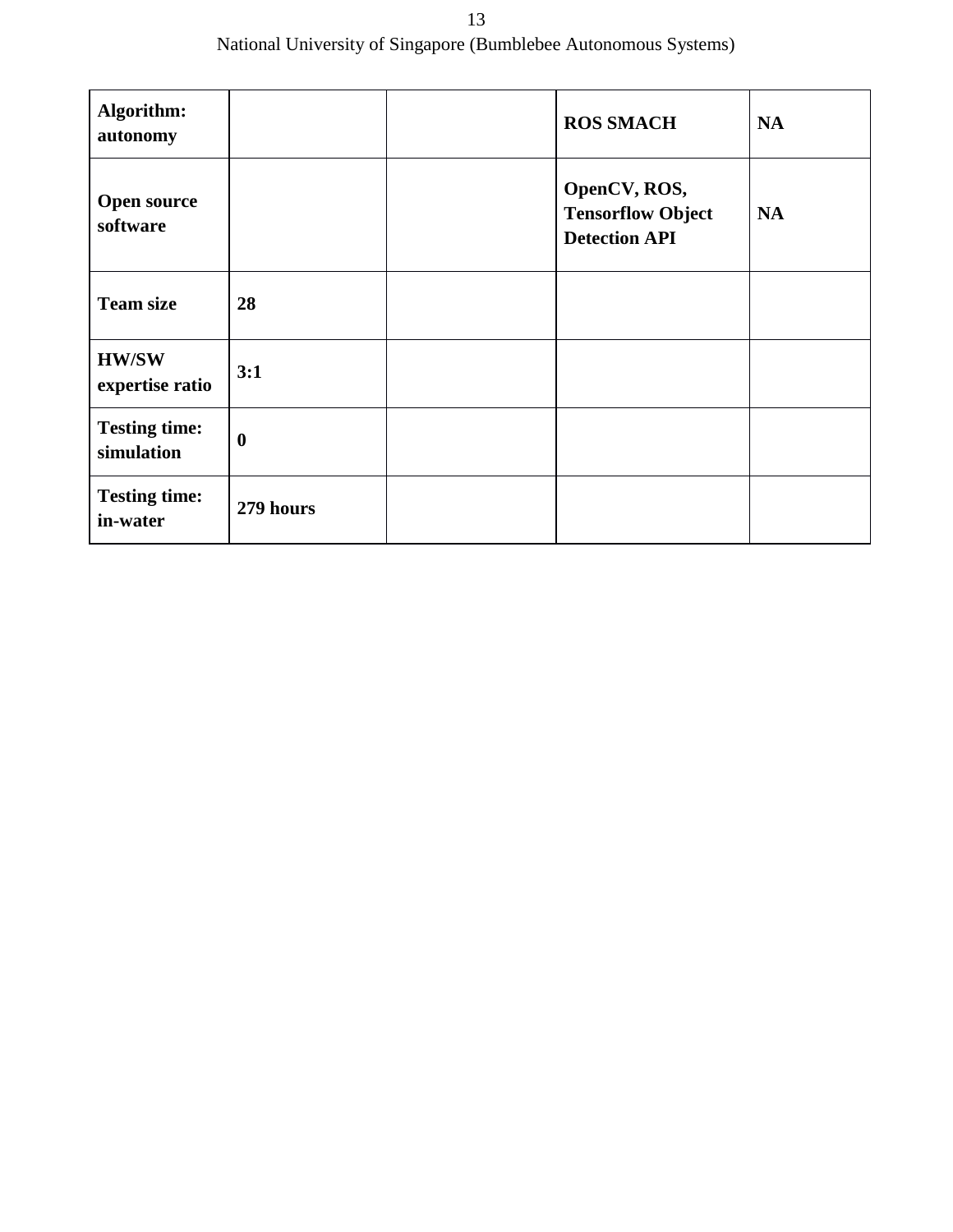| **Algorithm: autonomy** | | | **ROS SMACH** | **NA** |
|---|---|---|---|---|
| **Open source software** | | | **OpenCV, ROS, Tensorflow Object Detection API** | **NA** |
| **Team size** | **28** | | | |
| **HW/SW expertise ratio** | **3:1** | | | |
| **Testing time: simulation** | **0** | | | |
| **Testing time: in-water** | **279 hours** | | | |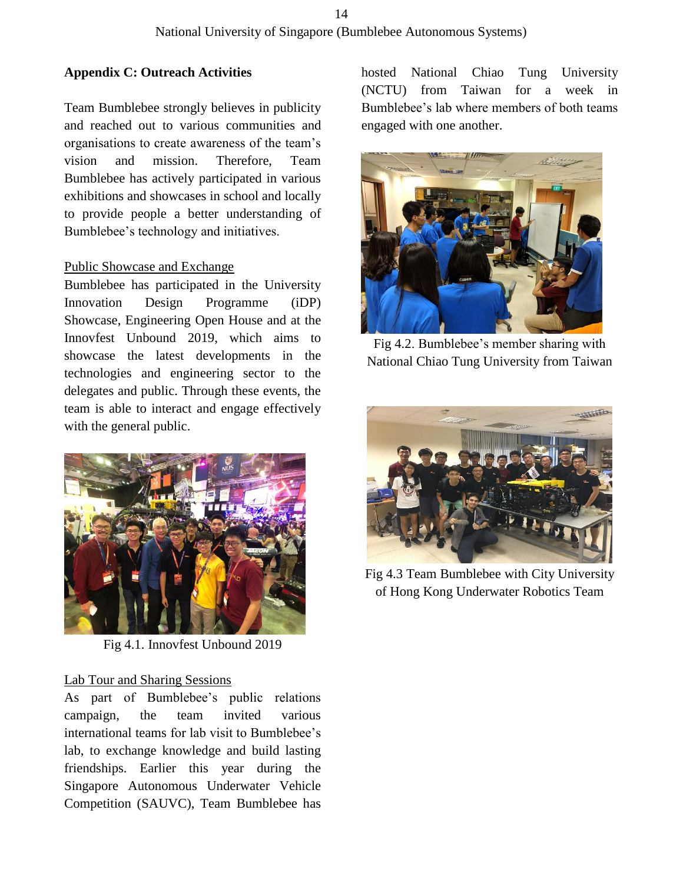## Appendix C: Outreach Activities

Team Bumblebee strongly believes in publicity and reached out to various communities and organisations to create awareness of the team's vision and mission. Therefore, Team Bumblebee has actively participated in various exhibitions and showcases in school and locally to provide people a better understanding of Bumblebee's technology and initiatives.

### Public Showcase and Exchange

Bumblebee has participated in the University Innovation Design Programme (iDP) Showcase, Engineering Open House and at the Innovfest Unbound 2019, which aims to showcase the latest developments in the technologies and engineering sector to the delegates and public. Through these events, the team is able to interact and engage effectively with the general public.

Fig 4.1. Innovfest Unbound 2019

### Lab Tour and Sharing Sessions

As part of Bumblebee's public relations campaign, the team invited various international teams for lab visit to Bumblebee's lab, to exchange knowledge and build lasting friendships. Earlier this year during the Singapore Autonomous Underwater Vehicle Competition (SAUVC), Team Bumblebee has hosted National Chiao Tung University (NCTU) from Taiwan for a week in Bumblebee's lab where members of both teams engaged with one another.

Fig 4.2. Bumblebee's member sharing with National Chiao Tung University from Taiwan

Fig 4.3 Team Bumblebee with City University of Hong Kong Underwater Robotics Team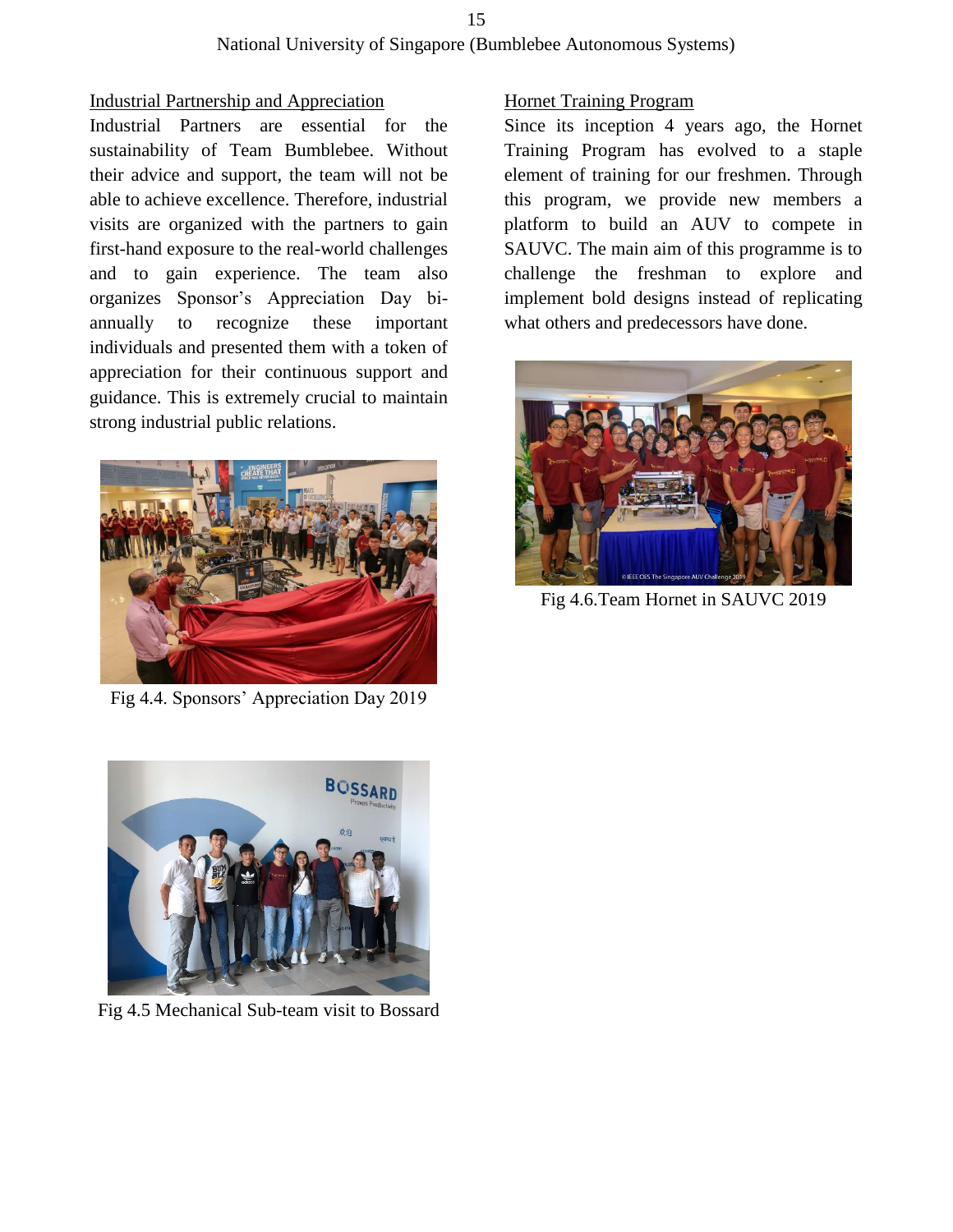## Industrial Partnership and Appreciation

Industrial Partners are essential for the sustainability of Team Bumblebee. Without their advice and support, the team will not be able to achieve excellence. Therefore, industrial visits are organized with the partners to gain first-hand exposure to the real-world challenges and to gain experience. The team also organizes Sponsor's Appreciation Day bi-annually to recognize these important individuals and presented them with a token of appreciation for their continuous support and guidance. This is extremely crucial to maintain strong industrial public relations.

Fig 4.4. Sponsors' Appreciation Day 2019

Fig 4.5 Mechanical Sub-team visit to Bossard

## Hornet Training Program

Since its inception 4 years ago, the Hornet Training Program has evolved to a staple element of training for our freshmen. Through this program, we provide new members a platform to build an AUV to compete in SAUVC. The main aim of this programme is to challenge the freshman to explore and implement bold designs instead of replicating what others and predecessors have done.

Fig 4.6.Team Hornet in SAUVC 2019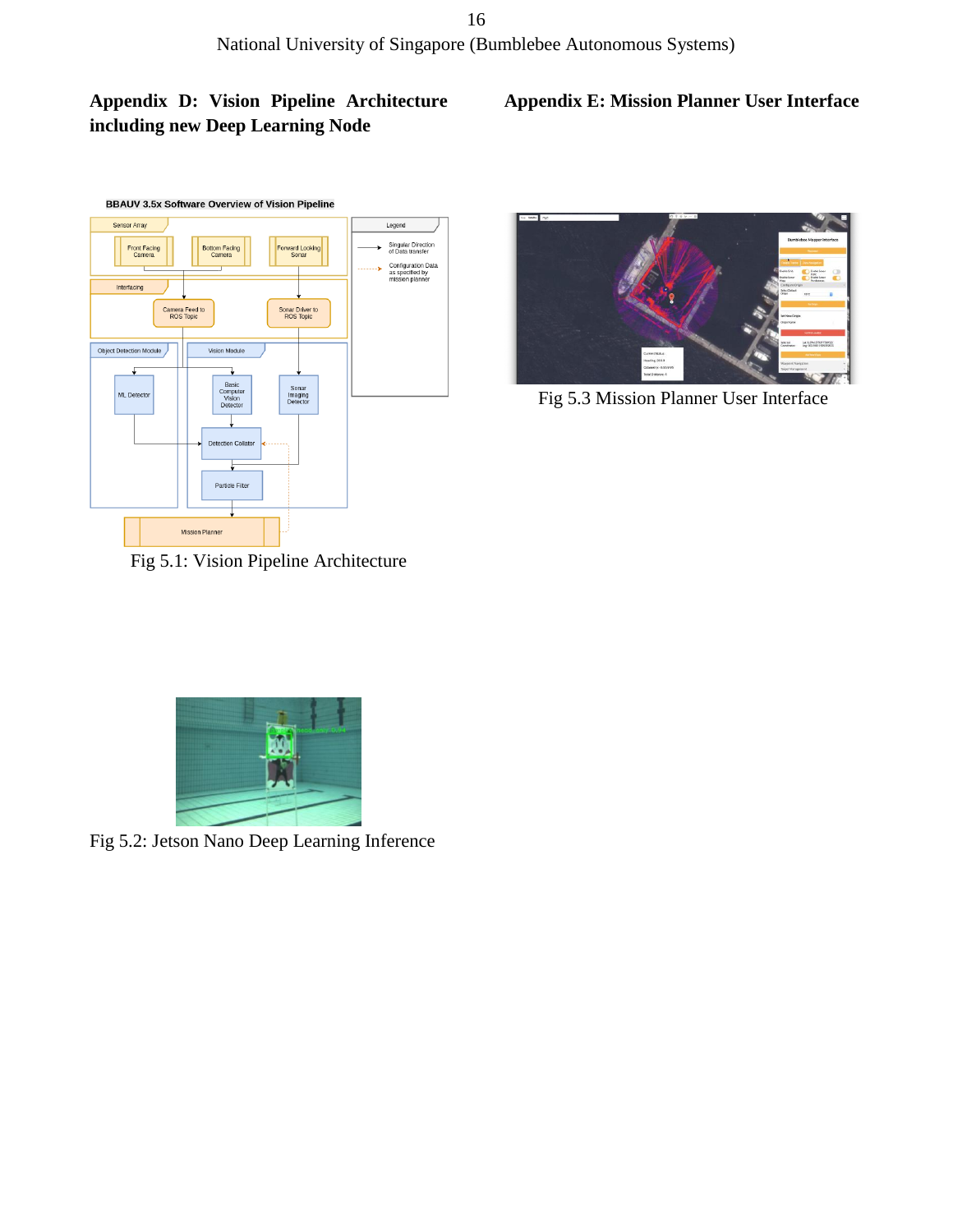## Appendix D: Vision Pipeline Architecture including new Deep Learning Node

Fig 5.1: Vision Pipeline Architecture

Fig 5.2: Jetson Nano Deep Learning Inference

## Appendix E: Mission Planner User Interface

Fig 5.3 Mission Planner User Interface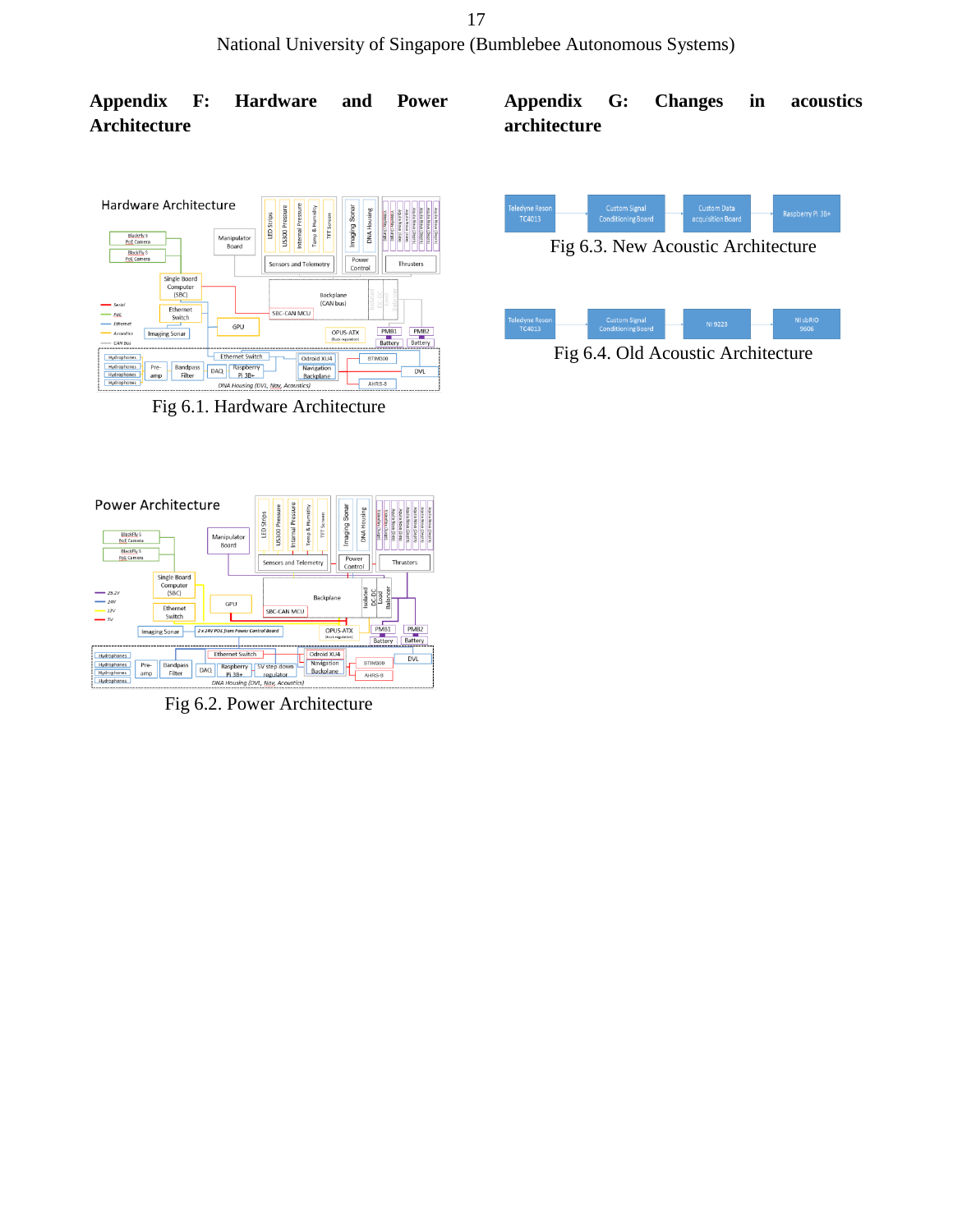## Appendix F: Hardware and Power Architecture

Fig 6.1. Hardware Architecture

Fig 6.2. Power Architecture

## Appendix G: Changes in acoustics architecture

Fig 6.3. New Acoustic Architecture

Fig 6.4. Old Acoustic Architecture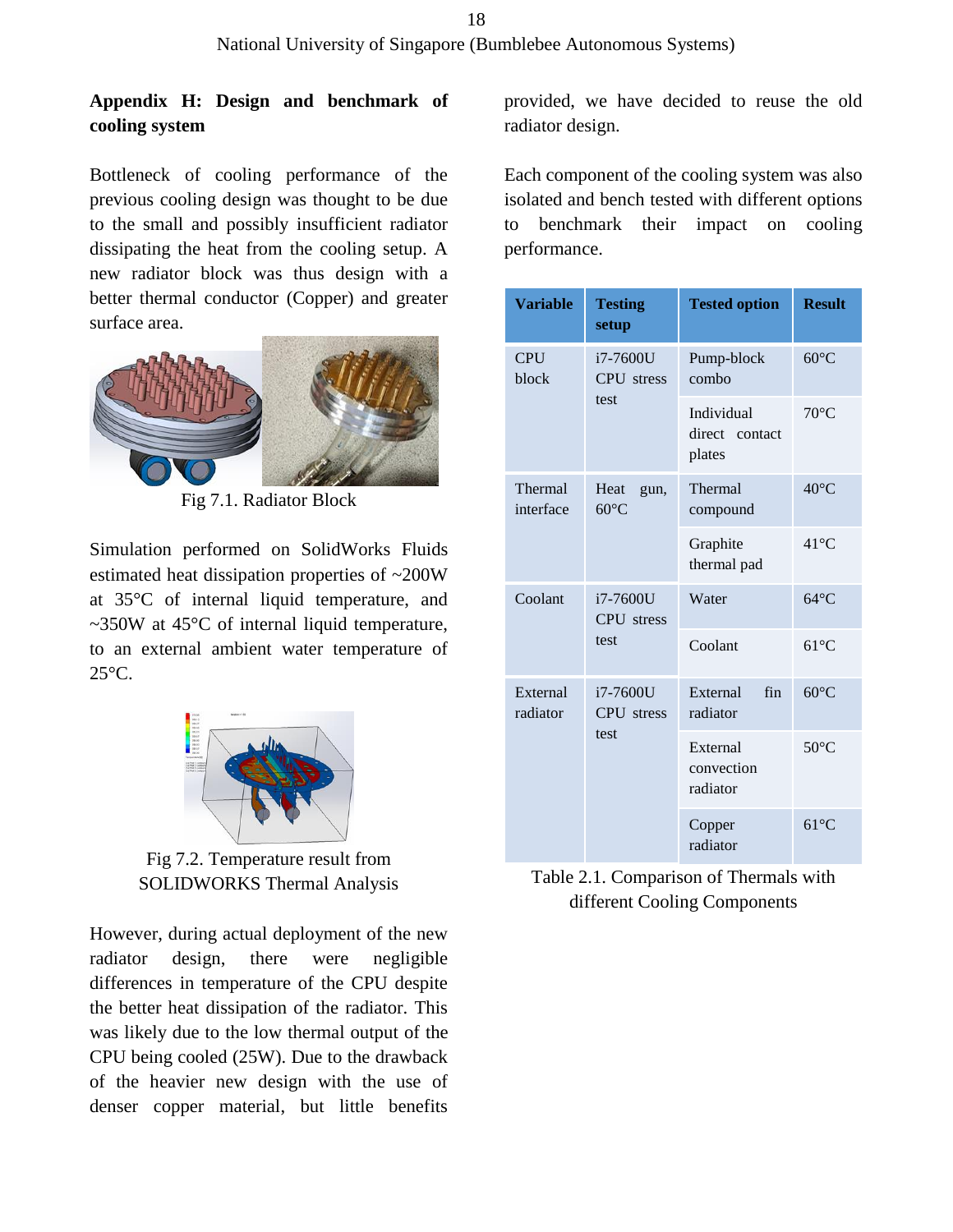## Appendix H: Design and benchmark of cooling system

Bottleneck of cooling performance of the previous cooling design was thought to be due to the small and possibly insufficient radiator dissipating the heat from the cooling setup. A new radiator block was thus design with a better thermal conductor (Copper) and greater surface area.

Fig 7.1. Radiator Block

Simulation performed on SolidWorks Fluids estimated heat dissipation properties of ~200W at 35°C of internal liquid temperature, and ~350W at 45°C of internal liquid temperature, to an external ambient water temperature of 25°C.

Fig 7.2. Temperature result from SOLIDWORKS Thermal Analysis

However, during actual deployment of the new radiator design, there were negligible differences in temperature of the CPU despite the better heat dissipation of the radiator. This was likely due to the low thermal output of the CPU being cooled (25W). Due to the drawback of the heavier new design with the use of denser copper material, but little benefits provided, we have decided to reuse the old radiator design.

Each component of the cooling system was also isolated and bench tested with different options to benchmark their impact on cooling performance.

| Variable | Testing setup | Tested option | Result |
| --- | --- | --- | --- |
| CPU block | i7-7600U CPU stress test | Pump-block combo | 60°C |
| | | Individual direct contact plates | 70°C |
| Thermal interface | Heat gun, 60°C | Thermal compound | 40°C |
| | | Graphite thermal pad | 41°C |
| Coolant | i7-7600U CPU stress test | Water | 64°C |
| | | Coolant | 61°C |
| External radiator | i7-7600U CPU stress test | External fin radiator | 60°C |
| | | External convection radiator | 50°C |
| | | Copper radiator | 61°C |

Table 2.1. Comparison of Thermals with different Cooling Components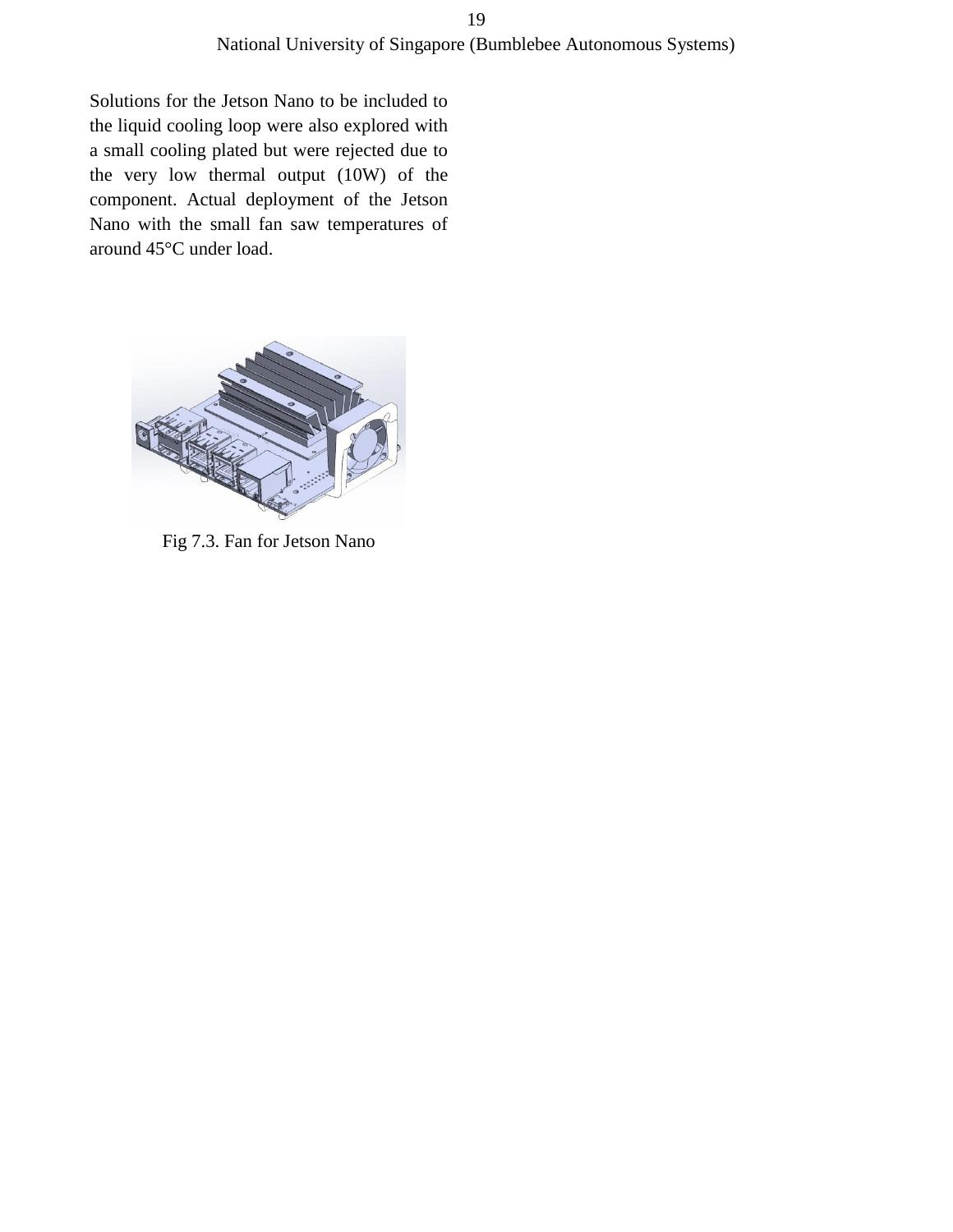Solutions for the Jetson Nano to be included to the liquid cooling loop were also explored with a small cooling plated but were rejected due to the very low thermal output (10W) of the component. Actual deployment of the Jetson Nano with the small fan saw temperatures of around 45°C under load.

Fig 7.3. Fan for Jetson Nano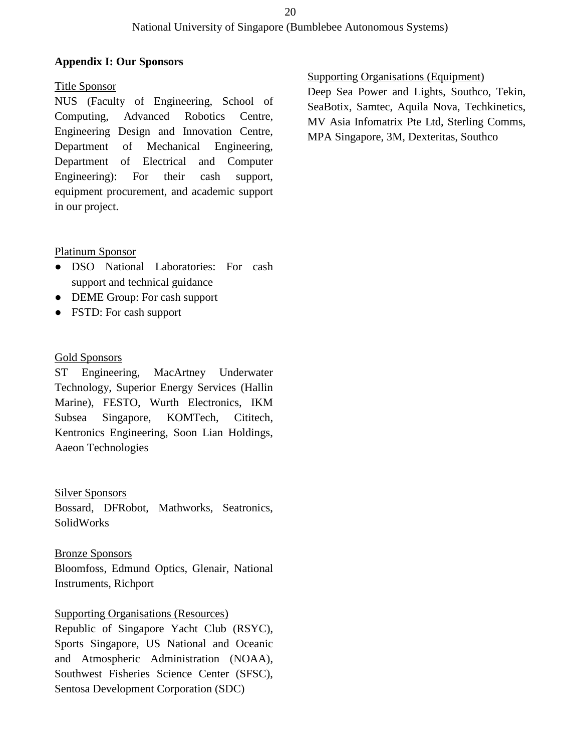## Appendix I: Our Sponsors

Title Sponsor

NUS (Faculty of Engineering, School of Computing, Advanced Robotics Centre, Engineering Design and Innovation Centre, Department of Mechanical Engineering, Department of Electrical and Computer Engineering): For their cash support, equipment procurement, and academic support in our project.

Platinum Sponsor

- DSO National Laboratories: For cash support and technical guidance
- DEME Group: For cash support
- FSTD: For cash support

Gold Sponsors

ST Engineering, MacArtney Underwater Technology, Superior Energy Services (Hallin Marine), FESTO, Wurth Electronics, IKM Subsea Singapore, KOMTech, Cititech, Kentronics Engineering, Soon Lian Holdings, Aaeon Technologies

Silver Sponsors

Bossard, DFRobot, Mathworks, Seatronics, SolidWorks

Bronze Sponsors

Bloomfoss, Edmund Optics, Glenair, National Instruments, Richport

Supporting Organisations (Resources)

Republic of Singapore Yacht Club (RSYC), Sports Singapore, US National and Oceanic and Atmospheric Administration (NOAA), Southwest Fisheries Science Center (SFSC), Sentosa Development Corporation (SDC)

Supporting Organisations (Equipment)

Deep Sea Power and Lights, Southco, Tekin, SeaBotix, Samtec, Aquila Nova, Techkinetics, MV Asia Infomatrix Pte Ltd, Sterling Comms, MPA Singapore, 3M, Dexteritas, Southco